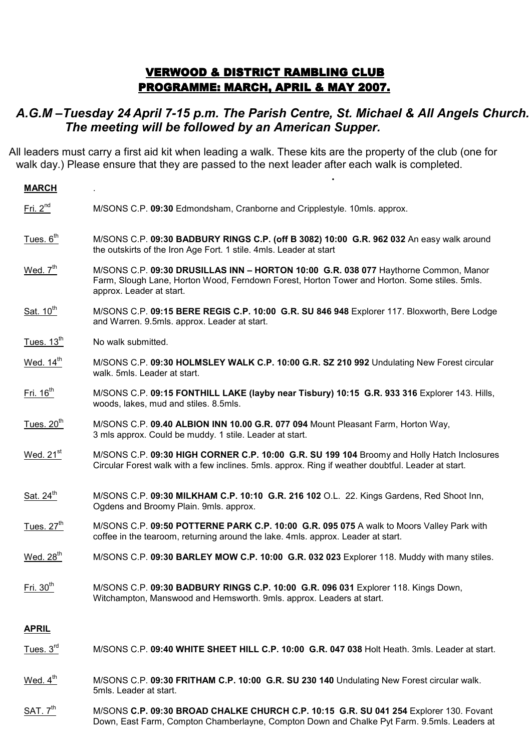# VERWOOD & DISTRICT RAMBLING CLUB
## PROGRAMME: MARCH, APRIL & MAY 2007.

***A.G.M –Tuesday 24 April 7-15 p.m. The Parish Centre, St. Michael & All Angels Church. The meeting will be followed by an American Supper.***

All leaders must carry a first aid kit when leading a walk. These kits are the property of the club (one for walk day.) Please ensure that they are passed to the next leader after each walk is completed.

**MARCH**

Fri. 2nd — M/SONS C.P. **09:30** Edmondsham, Cranborne and Cripplestyle. 10mls. approx.

Tues. 6th — M/SONS C.P. **09:30 BADBURY RINGS C.P. (off B 3082) 10:00 G.R. 962 032** An easy walk around the outskirts of the Iron Age Fort. 1 stile. 4mls. Leader at start

Wed. 7th — M/SONS C.P. **09:30 DRUSILLAS INN – HORTON 10:00 G.R. 038 077** Haythorne Common, Manor Farm, Slough Lane, Horton Wood, Ferndown Forest, Horton Tower and Horton. Some stiles. 5mls. approx. Leader at start.

Sat. 10th — M/SONS C.P. **09:15 BERE REGIS C.P. 10:00 G.R. SU 846 948** Explorer 117. Bloxworth, Bere Lodge and Warren. 9.5mls. approx. Leader at start.

Tues. 13th — No walk submitted.

Wed. 14th — M/SONS C.P. **09:30 HOLMSLEY WALK C.P. 10:00 G.R. SZ 210 992** Undulating New Forest circular walk. 5mls. Leader at start.

Fri. 16th — M/SONS C.P. **09:15 FONTHILL LAKE (layby near Tisbury) 10:15 G.R. 933 316** Explorer 143. Hills, woods, lakes, mud and stiles. 8.5mls.

Tues. 20th — M/SONS C.P. **09.40 ALBION INN 10.00 G.R. 077 094** Mount Pleasant Farm, Horton Way, 3 mls approx. Could be muddy. 1 stile. Leader at start.

Wed. 21st — M/SONS C.P. **09:30 HIGH CORNER C.P. 10:00 G.R. SU 199 104** Broomy and Holly Hatch Inclosures Circular Forest walk with a few inclines. 5mls. approx. Ring if weather doubtful. Leader at start.

Sat. 24th — M/SONS C.P. **09:30 MILKHAM C.P. 10:10 G.R. 216 102** O.L. 22. Kings Gardens, Red Shoot Inn, Ogdens and Broomy Plain. 9mls. approx.

Tues. 27th — M/SONS C.P. **09:50 POTTERNE PARK C.P. 10:00 G.R. 095 075** A walk to Moors Valley Park with coffee in the tearoom, returning around the lake. 4mls. approx. Leader at start.

Wed. 28th — M/SONS C.P. **09:30 BARLEY MOW C.P. 10:00 G.R. 032 023** Explorer 118. Muddy with many stiles.

Fri. 30th — M/SONS C.P. **09:30 BADBURY RINGS C.P. 10:00 G.R. 096 031** Explorer 118. Kings Down, Witchampton, Manswood and Hemsworth. 9mls. approx. Leaders at start.

**APRIL**

Tues. 3rd — M/SONS C.P. **09:40 WHITE SHEET HILL C.P. 10:00 G.R. 047 038** Holt Heath. 3mls. Leader at start.

Wed. 4th — M/SONS C.P. **09:30 FRITHAM C.P. 10:00 G.R. SU 230 140** Undulating New Forest circular walk. 5mls. Leader at start.

SAT. 7th — M/SONS **C.P. 09:30 BROAD CHALKE CHURCH C.P. 10:15 G.R. SU 041 254** Explorer 130. Fovant Down, East Farm, Compton Chamberlayne, Compton Down and Chalke Pyt Farm. 9.5mls. Leaders at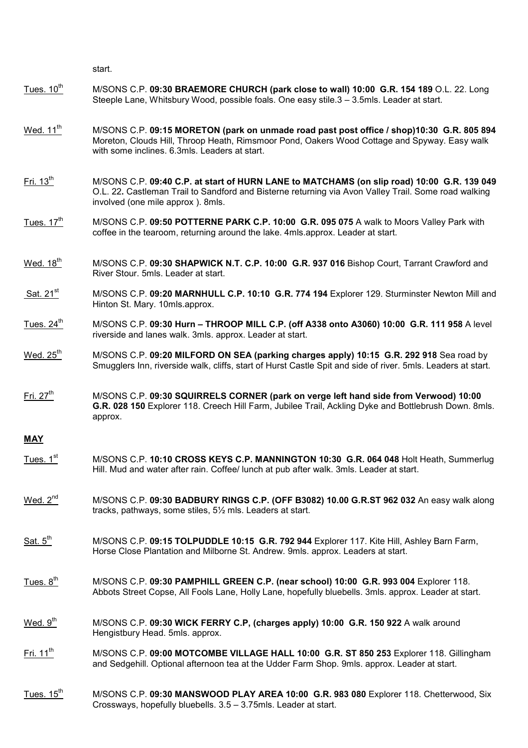start.

Tues. 10th M/SONS C.P. **09:30 BRAEMORE CHURCH (park close to wall) 10:00 G.R. 154 189** O.L. 22. Long Steeple Lane, Whitsbury Wood, possible foals. One easy stile.3 – 3.5mls. Leader at start.

Wed. 11th M/SONS C.P. **09:15 MORETON (park on unmade road past post office / shop)10:30 G.R. 805 894** Moreton, Clouds Hill, Throop Heath, Rimsmoor Pond, Oakers Wood Cottage and Spyway. Easy walk with some inclines. 6.3mls. Leaders at start.

Fri. 13th M/SONS C.P. **09:40 C.P. at start of HURN LANE to MATCHAMS (on slip road) 10:00 G.R. 139 049** O.L. 22**.** Castleman Trail to Sandford and Bisterne returning via Avon Valley Trail. Some road walking involved (one mile approx ). 8mls.

Tues. 17th M/SONS C.P. **09:50 POTTERNE PARK C.P. 10:00 G.R. 095 075** A walk to Moors Valley Park with coffee in the tearoom, returning around the lake. 4mls.approx. Leader at start.

Wed. 18th M/SONS C.P. **09:30 SHAPWICK N.T. C.P. 10:00 G.R. 937 016** Bishop Court, Tarrant Crawford and River Stour. 5mls. Leader at start.

Sat. 21st M/SONS C.P. **09:20 MARNHULL C.P. 10:10 G.R. 774 194** Explorer 129. Sturminster Newton Mill and Hinton St. Mary. 10mls.approx.

Tues. 24th M/SONS C.P. **09:30 Hurn – THROOP MILL C.P. (off A338 onto A3060) 10:00 G.R. 111 958** A level riverside and lanes walk. 3mls. approx. Leader at start.

Wed. 25th M/SONS C.P. **09:20 MILFORD ON SEA (parking charges apply) 10:15 G.R. 292 918** Sea road by Smugglers Inn, riverside walk, cliffs, start of Hurst Castle Spit and side of river. 5mls. Leaders at start.

Fri. 27th M/SONS C.P. **09:30 SQUIRRELS CORNER (park on verge left hand side from Verwood) 10:00 G.R. 028 150** Explorer 118. Creech Hill Farm, Jubilee Trail, Ackling Dyke and Bottlebrush Down. 8mls. approx.

**MAY**

Tues. 1st M/SONS C.P. **10:10 CROSS KEYS C.P. MANNINGTON 10:30 G.R. 064 048** Holt Heath, Summerlug Hill. Mud and water after rain. Coffee/ lunch at pub after walk. 3mls. Leader at start.

Wed. 2nd M/SONS C.P. **09:30 BADBURY RINGS C.P. (OFF B3082) 10.00 G.R.ST 962 032** An easy walk along tracks, pathways, some stiles, 5½ mls. Leaders at start.

Sat. 5th M/SONS C.P. **09:15 TOLPUDDLE 10:15 G.R. 792 944** Explorer 117. Kite Hill, Ashley Barn Farm, Horse Close Plantation and Milborne St. Andrew. 9mls. approx. Leaders at start.

Tues. 8th M/SONS C.P. **09:30 PAMPHILL GREEN C.P. (near school) 10:00 G.R. 993 004** Explorer 118. Abbots Street Copse, All Fools Lane, Holly Lane, hopefully bluebells. 3mls. approx. Leader at start.

Wed. 9th M/SONS C.P. **09:30 WICK FERRY C.P, (charges apply) 10:00 G.R. 150 922** A walk around Hengistbury Head. 5mls. approx.

Fri. 11th M/SONS C.P. **09:00 MOTCOMBE VILLAGE HALL 10:00 G.R. ST 850 253** Explorer 118. Gillingham and Sedgehill. Optional afternoon tea at the Udder Farm Shop. 9mls. approx. Leader at start.

Tues. 15th M/SONS C.P. **09:30 MANSWOOD PLAY AREA 10:00 G.R. 983 080** Explorer 118. Chetterwood, Six Crossways, hopefully bluebells. 3.5 – 3.75mls. Leader at start.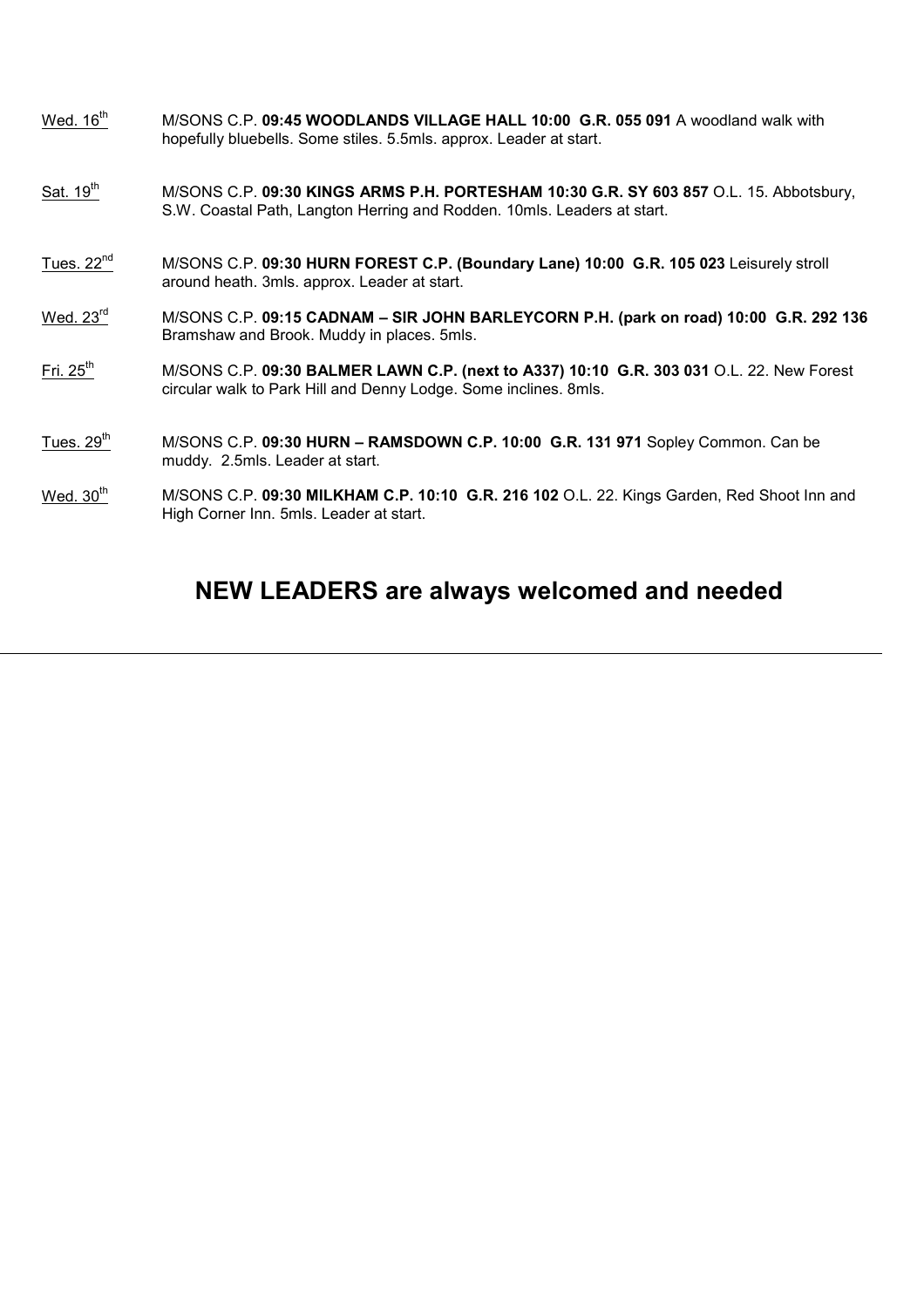Wed. 16th M/SONS C.P. **09:45 WOODLANDS VILLAGE HALL 10:00 G.R. 055 091** A woodland walk with hopefully bluebells. Some stiles. 5.5mls. approx. Leader at start.

Sat. 19th M/SONS C.P. **09:30 KINGS ARMS P.H. PORTESHAM 10:30 G.R. SY 603 857** O.L. 15. Abbotsbury, S.W. Coastal Path, Langton Herring and Rodden. 10mls. Leaders at start.

Tues. 22nd M/SONS C.P. **09:30 HURN FOREST C.P. (Boundary Lane) 10:00 G.R. 105 023** Leisurely stroll around heath. 3mls. approx. Leader at start.

Wed. 23rd M/SONS C.P. **09:15 CADNAM – SIR JOHN BARLEYCORN P.H. (park on road) 10:00 G.R. 292 136** Bramshaw and Brook. Muddy in places. 5mls.

Fri. 25th M/SONS C.P. **09:30 BALMER LAWN C.P. (next to A337) 10:10 G.R. 303 031** O.L. 22. New Forest circular walk to Park Hill and Denny Lodge. Some inclines. 8mls.

Tues. 29th M/SONS C.P. **09:30 HURN – RAMSDOWN C.P. 10:00 G.R. 131 971** Sopley Common. Can be muddy. 2.5mls. Leader at start.

Wed. 30th M/SONS C.P. **09:30 MILKHAM C.P. 10:10 G.R. 216 102** O.L. 22. Kings Garden, Red Shoot Inn and High Corner Inn. 5mls. Leader at start.

## NEW LEADERS are always welcomed and needed